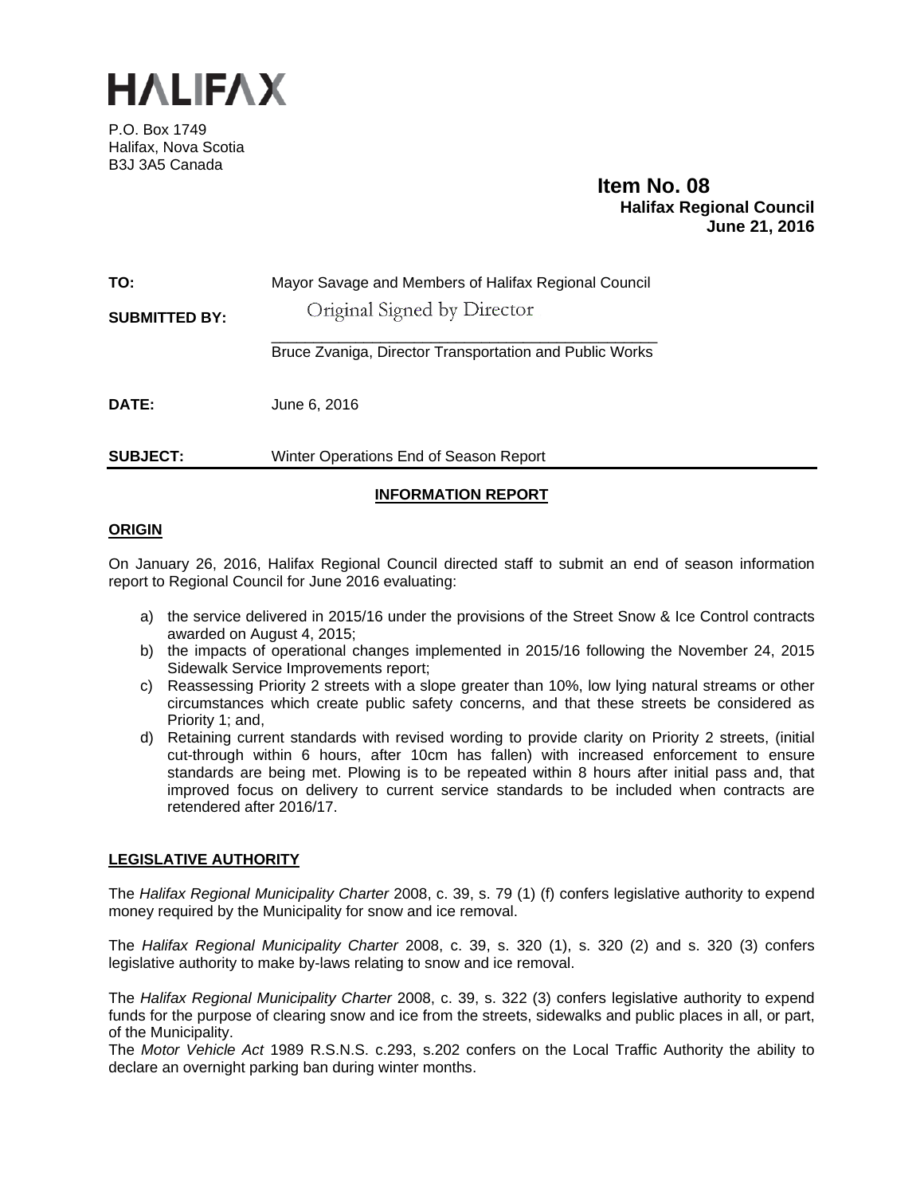# HALIFAX

P.O. Box 1749
Halifax, Nova Scotia
B3J 3A5 Canada

**Item No. 08**
**Halifax Regional Council**
**June 21, 2016**

**TO:** Mayor Savage and Members of Halifax Regional Council

**SUBMITTED BY:** Original Signed by Director

Bruce Zvaniga, Director Transportation and Public Works

**DATE:** June 6, 2016

**SUBJECT:** Winter Operations End of Season Report

## INFORMATION REPORT

### ORIGIN

On January 26, 2016, Halifax Regional Council directed staff to submit an end of season information report to Regional Council for June 2016 evaluating:

a) the service delivered in 2015/16 under the provisions of the Street Snow & Ice Control contracts awarded on August 4, 2015;
b) the impacts of operational changes implemented in 2015/16 following the November 24, 2015 Sidewalk Service Improvements report;
c) Reassessing Priority 2 streets with a slope greater than 10%, low lying natural streams or other circumstances which create public safety concerns, and that these streets be considered as Priority 1; and,
d) Retaining current standards with revised wording to provide clarity on Priority 2 streets, (initial cut-through within 6 hours, after 10cm has fallen) with increased enforcement to ensure standards are being met. Plowing is to be repeated within 8 hours after initial pass and, that improved focus on delivery to current service standards to be included when contracts are retendered after 2016/17.

### LEGISLATIVE AUTHORITY

The *Halifax Regional Municipality Charter* 2008, c. 39, s. 79 (1) (f) confers legislative authority to expend money required by the Municipality for snow and ice removal.

The *Halifax Regional Municipality Charter* 2008, c. 39, s. 320 (1), s. 320 (2) and s. 320 (3) confers legislative authority to make by-laws relating to snow and ice removal.

The *Halifax Regional Municipality Charter* 2008, c. 39, s. 322 (3) confers legislative authority to expend funds for the purpose of clearing snow and ice from the streets, sidewalks and public places in all, or part, of the Municipality.
The *Motor Vehicle Act* 1989 R.S.N.S. c.293, s.202 confers on the Local Traffic Authority the ability to declare an overnight parking ban during winter months.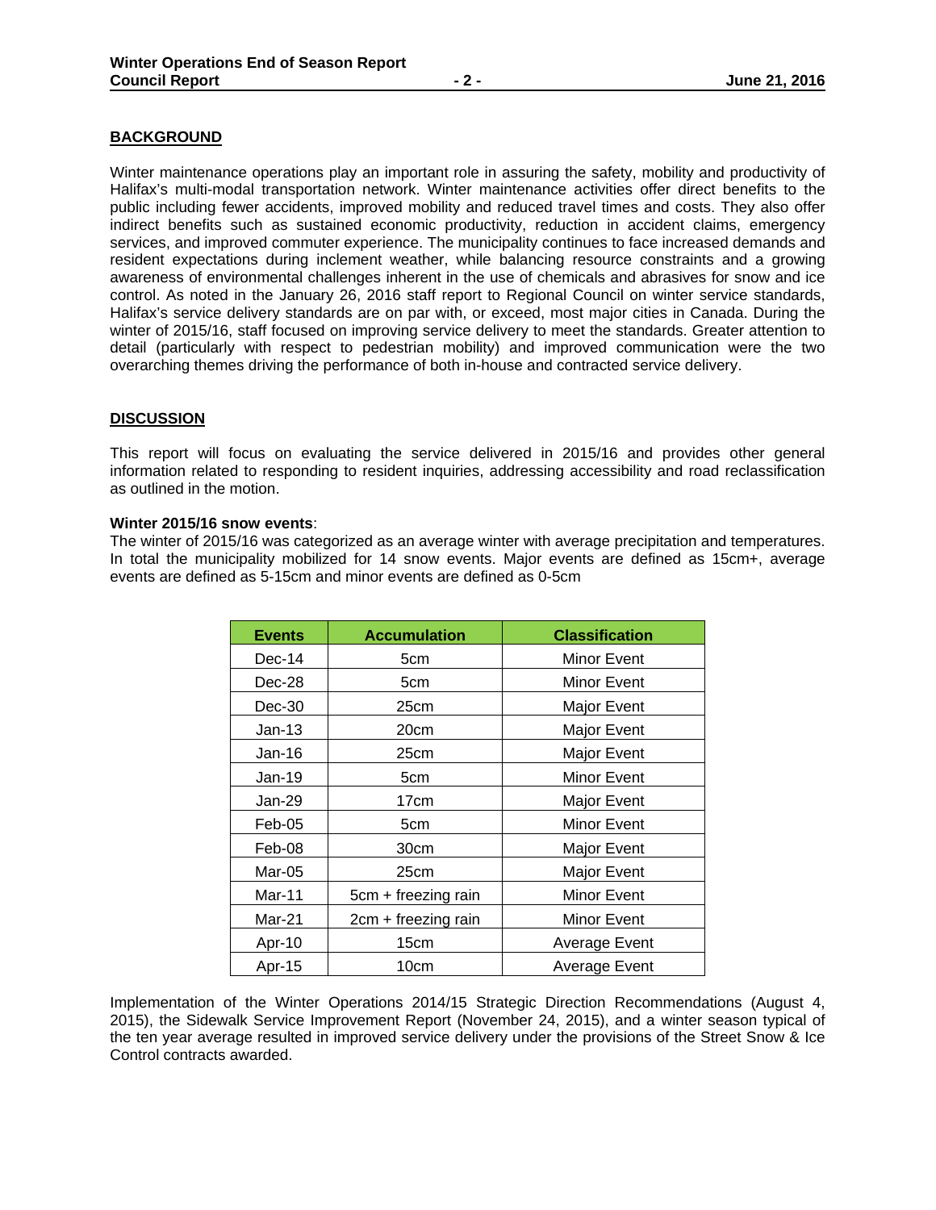## BACKGROUND

Winter maintenance operations play an important role in assuring the safety, mobility and productivity of Halifax's multi-modal transportation network. Winter maintenance activities offer direct benefits to the public including fewer accidents, improved mobility and reduced travel times and costs. They also offer indirect benefits such as sustained economic productivity, reduction in accident claims, emergency services, and improved commuter experience. The municipality continues to face increased demands and resident expectations during inclement weather, while balancing resource constraints and a growing awareness of environmental challenges inherent in the use of chemicals and abrasives for snow and ice control. As noted in the January 26, 2016 staff report to Regional Council on winter service standards, Halifax's service delivery standards are on par with, or exceed, most major cities in Canada. During the winter of 2015/16, staff focused on improving service delivery to meet the standards. Greater attention to detail (particularly with respect to pedestrian mobility) and improved communication were the two overarching themes driving the performance of both in-house and contracted service delivery.

## DISCUSSION

This report will focus on evaluating the service delivered in 2015/16 and provides other general information related to responding to resident inquiries, addressing accessibility and road reclassification as outlined in the motion.

**Winter 2015/16 snow events**:
The winter of 2015/16 was categorized as an average winter with average precipitation and temperatures. In total the municipality mobilized for 14 snow events. Major events are defined as 15cm+, average events are defined as 5-15cm and minor events are defined as 0-5cm

| Events | Accumulation | Classification |
|---|---|---|
| Dec-14 | 5cm | Minor Event |
| Dec-28 | 5cm | Minor Event |
| Dec-30 | 25cm | Major Event |
| Jan-13 | 20cm | Major Event |
| Jan-16 | 25cm | Major Event |
| Jan-19 | 5cm | Minor Event |
| Jan-29 | 17cm | Major Event |
| Feb-05 | 5cm | Minor Event |
| Feb-08 | 30cm | Major Event |
| Mar-05 | 25cm | Major Event |
| Mar-11 | 5cm + freezing rain | Minor Event |
| Mar-21 | 2cm + freezing rain | Minor Event |
| Apr-10 | 15cm | Average Event |
| Apr-15 | 10cm | Average Event |

Implementation of the Winter Operations 2014/15 Strategic Direction Recommendations (August 4, 2015), the Sidewalk Service Improvement Report (November 24, 2015), and a winter season typical of the ten year average resulted in improved service delivery under the provisions of the Street Snow & Ice Control contracts awarded.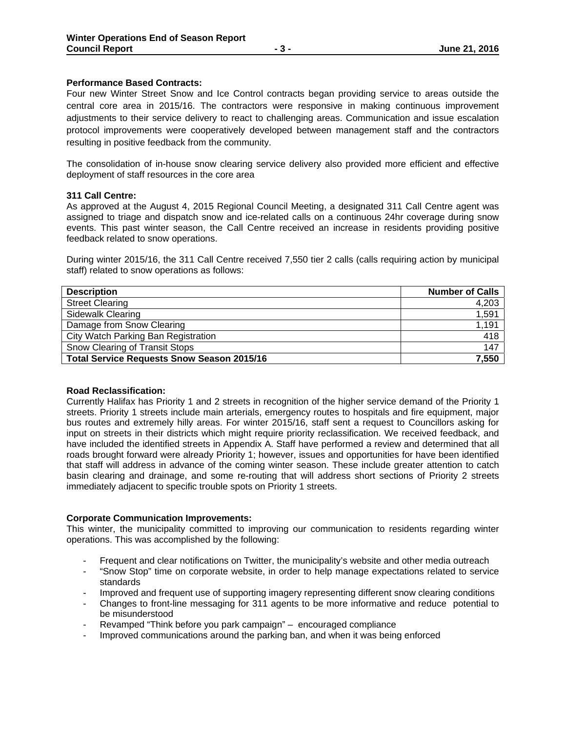**Performance Based Contracts:**
Four new Winter Street Snow and Ice Control contracts began providing service to areas outside the central core area in 2015/16. The contractors were responsive in making continuous improvement adjustments to their service delivery to react to challenging areas. Communication and issue escalation protocol improvements were cooperatively developed between management staff and the contractors resulting in positive feedback from the community.

The consolidation of in-house snow clearing service delivery also provided more efficient and effective deployment of staff resources in the core area

**311 Call Centre:**
As approved at the August 4, 2015 Regional Council Meeting, a designated 311 Call Centre agent was assigned to triage and dispatch snow and ice-related calls on a continuous 24hr coverage during snow events. This past winter season, the Call Centre received an increase in residents providing positive feedback related to snow operations.

During winter 2015/16, the 311 Call Centre received 7,550 tier 2 calls (calls requiring action by municipal staff) related to snow operations as follows:

| Description | Number of Calls |
|---|---:|
| Street Clearing | 4,203 |
| Sidewalk Clearing | 1,591 |
| Damage from Snow Clearing | 1,191 |
| City Watch Parking Ban Registration | 418 |
| Snow Clearing of Transit Stops | 147 |
| **Total Service Requests Snow Season 2015/16** | **7,550** |

**Road Reclassification:**
Currently Halifax has Priority 1 and 2 streets in recognition of the higher service demand of the Priority 1 streets. Priority 1 streets include main arterials, emergency routes to hospitals and fire equipment, major bus routes and extremely hilly areas. For winter 2015/16, staff sent a request to Councillors asking for input on streets in their districts which might require priority reclassification. We received feedback, and have included the identified streets in Appendix A. Staff have performed a review and determined that all roads brought forward were already Priority 1; however, issues and opportunities for have been identified that staff will address in advance of the coming winter season. These include greater attention to catch basin clearing and drainage, and some re-routing that will address short sections of Priority 2 streets immediately adjacent to specific trouble spots on Priority 1 streets.

**Corporate Communication Improvements:**
This winter, the municipality committed to improving our communication to residents regarding winter operations. This was accomplished by the following:

- Frequent and clear notifications on Twitter, the municipality's website and other media outreach
- "Snow Stop" time on corporate website, in order to help manage expectations related to service standards
- Improved and frequent use of supporting imagery representing different snow clearing conditions
- Changes to front-line messaging for 311 agents to be more informative and reduce potential to be misunderstood
- Revamped "Think before you park campaign" – encouraged compliance
- Improved communications around the parking ban, and when it was being enforced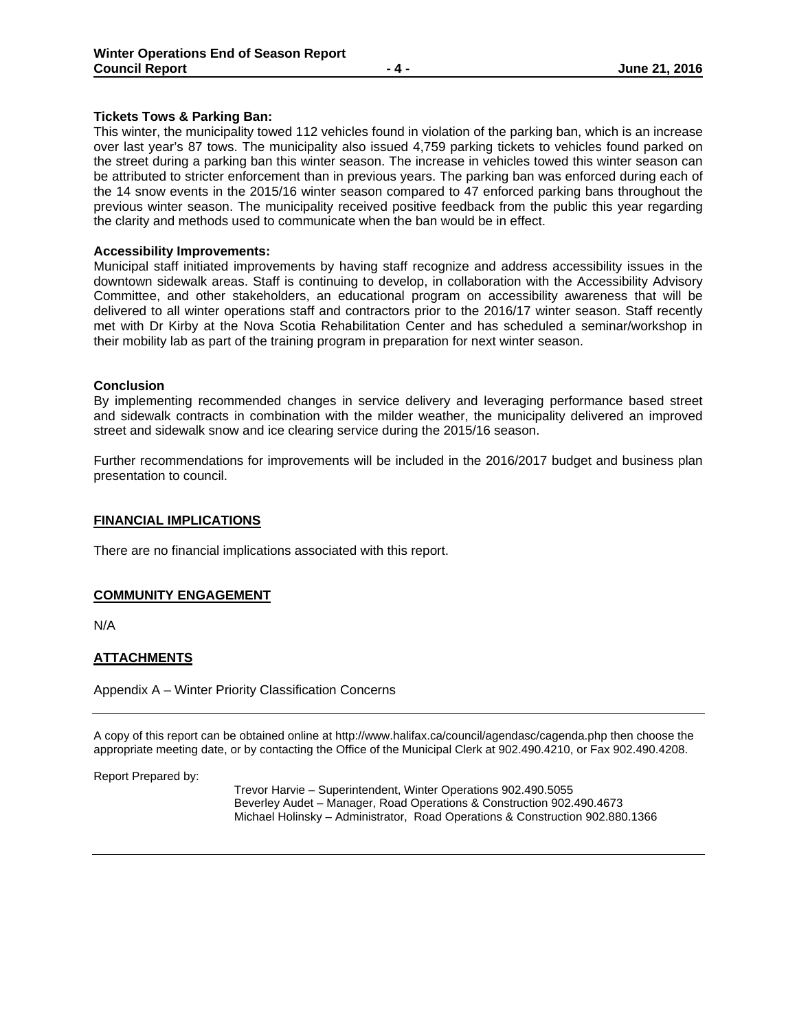**Tickets Tows & Parking Ban:**
This winter, the municipality towed 112 vehicles found in violation of the parking ban, which is an increase over last year's 87 tows. The municipality also issued 4,759 parking tickets to vehicles found parked on the street during a parking ban this winter season. The increase in vehicles towed this winter season can be attributed to stricter enforcement than in previous years. The parking ban was enforced during each of the 14 snow events in the 2015/16 winter season compared to 47 enforced parking bans throughout the previous winter season. The municipality received positive feedback from the public this year regarding the clarity and methods used to communicate when the ban would be in effect.

**Accessibility Improvements:**
Municipal staff initiated improvements by having staff recognize and address accessibility issues in the downtown sidewalk areas. Staff is continuing to develop, in collaboration with the Accessibility Advisory Committee, and other stakeholders, an educational program on accessibility awareness that will be delivered to all winter operations staff and contractors prior to the 2016/17 winter season. Staff recently met with Dr Kirby at the Nova Scotia Rehabilitation Center and has scheduled a seminar/workshop in their mobility lab as part of the training program in preparation for next winter season.

**Conclusion**
By implementing recommended changes in service delivery and leveraging performance based street and sidewalk contracts in combination with the milder weather, the municipality delivered an improved street and sidewalk snow and ice clearing service during the 2015/16 season.

Further recommendations for improvements will be included in the 2016/2017 budget and business plan presentation to council.

## FINANCIAL IMPLICATIONS

There are no financial implications associated with this report.

## COMMUNITY ENGAGEMENT

N/A

## ATTACHMENTS

Appendix A – Winter Priority Classification Concerns

---

A copy of this report can be obtained online at http://www.halifax.ca/council/agendasc/cagenda.php then choose the appropriate meeting date, or by contacting the Office of the Municipal Clerk at 902.490.4210, or Fax 902.490.4208.

Report Prepared by:

Trevor Harvie – Superintendent, Winter Operations 902.490.5055
Beverley Audet – Manager, Road Operations & Construction 902.490.4673
Michael Holinsky – Administrator, Road Operations & Construction 902.880.1366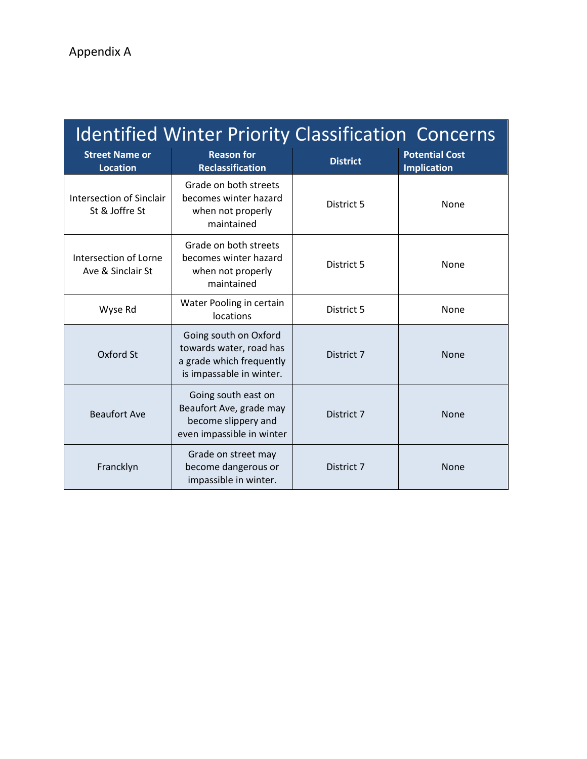Appendix A

| Identified Winter Priority Classification Concerns | | | |
|---|---|---|---|
| **Street Name or Location** | **Reason for Reclassification** | **District** | **Potential Cost Implication** |
| Intersection of Sinclair St & Joffre St | Grade on both streets becomes winter hazard when not properly maintained | District 5 | None |
| Intersection of Lorne Ave & Sinclair St | Grade on both streets becomes winter hazard when not properly maintained | District 5 | None |
| Wyse Rd | Water Pooling in certain locations | District 5 | None |
| Oxford St | Going south on Oxford towards water, road has a grade which frequently is impassable in winter. | District 7 | None |
| Beaufort Ave | Going south east on Beaufort Ave, grade may become slippery and even impassible in winter | District 7 | None |
| Francklyn | Grade on street may become dangerous or impassible in winter. | District 7 | None |